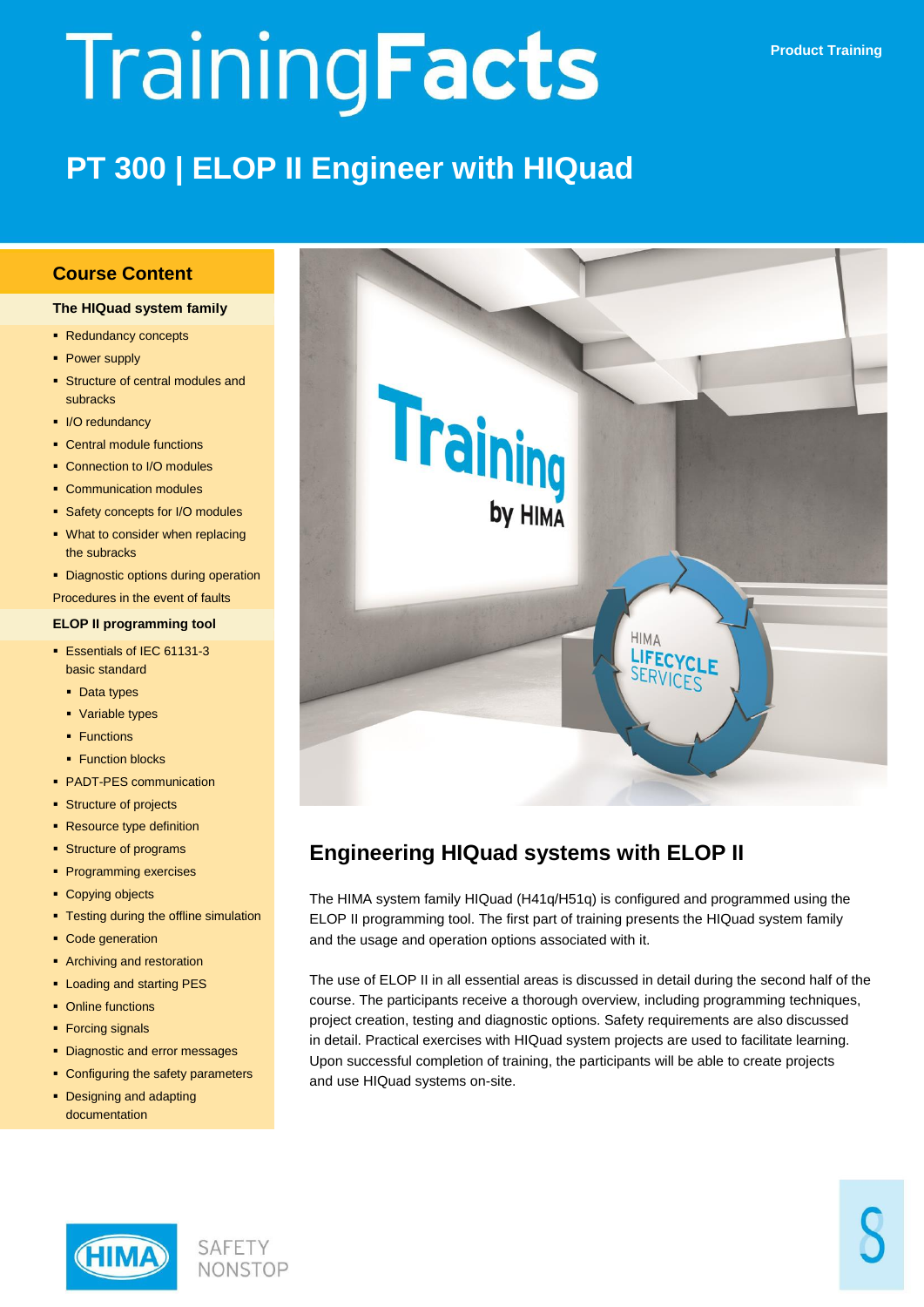# TrainingFacts

Product Training

## PT 300 | ELOP II Engineer with HIQuad

### Course Content

**The HIQuad system family**

- Redundancy concepts
- Power supply
- Structure of central modules and subracks
- I/O redundancy
- Central module functions
- Connection to I/O modules
- Communication modules
- Safety concepts for I/O modules
- What to consider when replacing the subracks
- Diagnostic options during operation

Procedures in the event of faults

**ELOP II programming tool**

- Essentials of IEC 61131-3 basic standard
  - Data types
  - Variable types
  - Functions
  - Function blocks
- PADT-PES communication
- Structure of projects
- Resource type definition
- Structure of programs
- Programming exercises
- Copying objects
- Testing during the offline simulation
- Code generation
- Archiving and restoration
- Loading and starting PES
- Online functions
- Forcing signals
- Diagnostic and error messages
- Configuring the safety parameters
- Designing and adapting documentation

### Engineering HIQuad systems with ELOP II

The HIMA system family HIQuad (H41q/H51q) is configured and programmed using the ELOP II programming tool. The first part of training presents the HIQuad system family and the usage and operation options associated with it.

The use of ELOP II in all essential areas is discussed in detail during the second half of the course. The participants receive a thorough overview, including programming techniques, project creation, testing and diagnostic options. Safety requirements are also discussed in detail. Practical exercises with HIQuad system projects are used to facilitate learning. Upon successful completion of training, the participants will be able to create projects and use HIQuad systems on-site.

HIMA SAFETY NONSTOP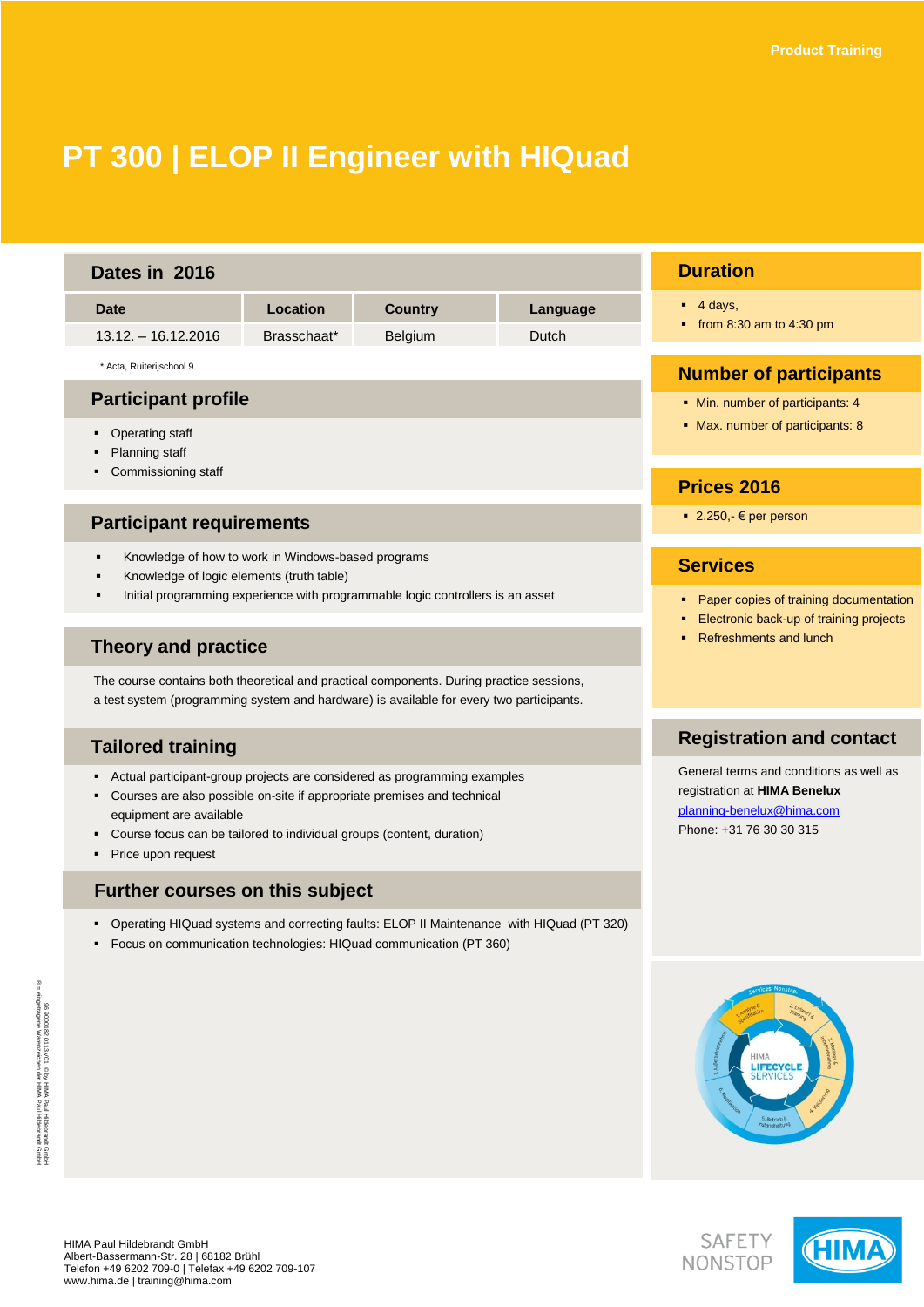Product Training

# PT 300 | ELOP II Engineer with HIQuad

## Dates in 2016

| Date | Location | Country | Language |
|---|---|---|---|
| 13.12. – 16.12.2016 | Brasschaat* | Belgium | Dutch |

\* Acta, Ruiterijschool 9

## Participant profile

- Operating staff
- Planning staff
- Commissioning staff

## Participant requirements

- Knowledge of how to work in Windows-based programs
- Knowledge of logic elements (truth table)
- Initial programming experience with programmable logic controllers is an asset

## Theory and practice

The course contains both theoretical and practical components. During practice sessions, a test system (programming system and hardware) is available for every two participants.

## Tailored training

- Actual participant-group projects are considered as programming examples
- Courses are also possible on-site if appropriate premises and technical equipment are available
- Course focus can be tailored to individual groups (content, duration)
- Price upon request

## Further courses on this subject

- Operating HIQuad systems and correcting faults: ELOP II Maintenance with HIQuad (PT 320)
- Focus on communication technologies: HIQuad communication (PT 360)

## Duration

- 4 days,
- from 8:30 am to 4:30 pm

## Number of participants

- Min. number of participants: 4
- Max. number of participants: 8

## Prices 2016

- 2.250,- € per person

## Services

- Paper copies of training documentation
- Electronic back-up of training projects
- Refreshments and lunch

## Registration and contact

General terms and conditions as well as registration at **HIMA Benelux**
planning-benelux@hima.com
Phone: +31 76 30 30 315

HIMA Paul Hildebrandt GmbH
Albert-Bassermann-Str. 28 | 68182 Brühl
Telefon +49 6202 709-0 | Telefax +49 6202 709-107
www.hima.de | training@hima.com

SAFETY NONSTOP